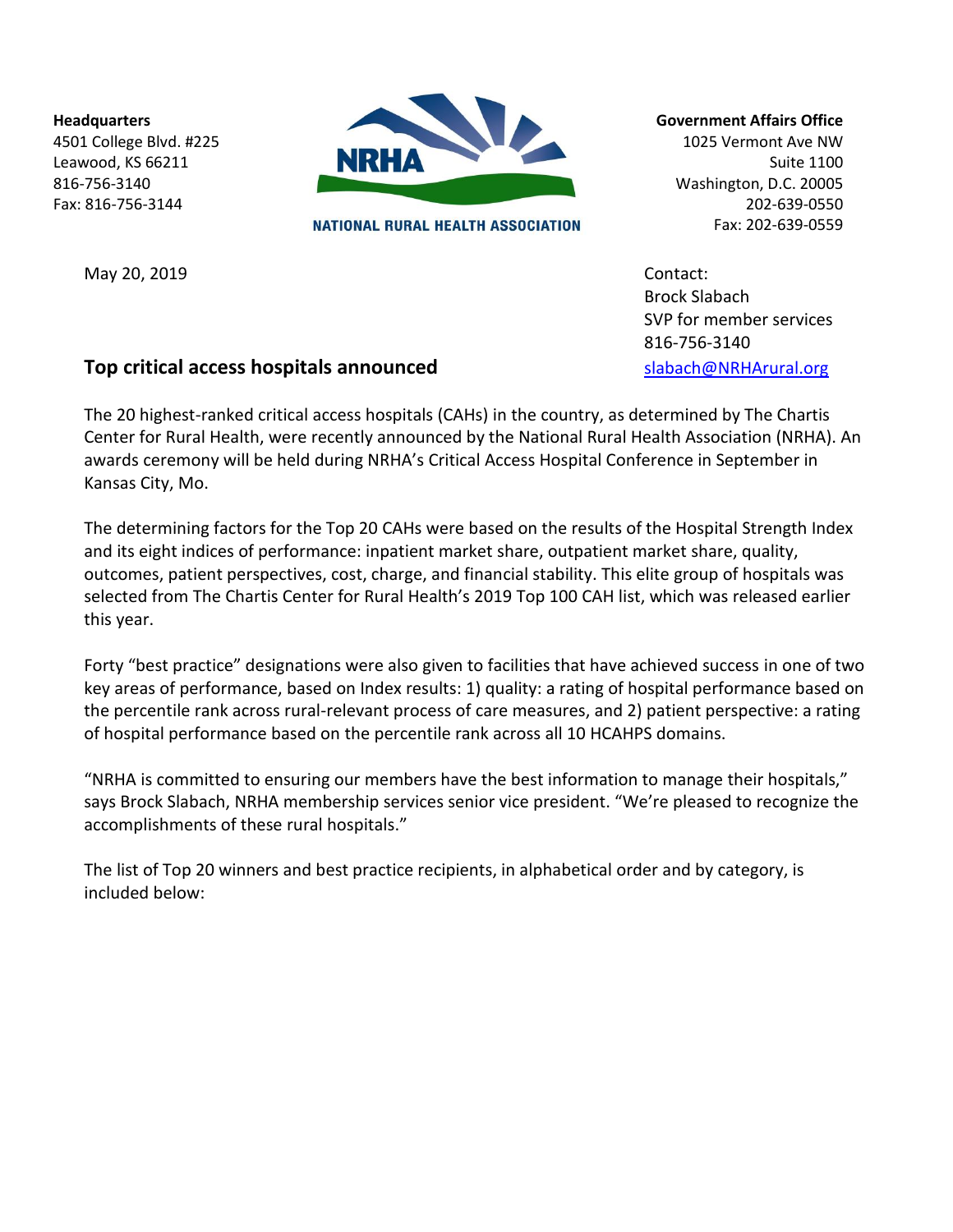**Headquarters**
4501 College Blvd. #225
Leawood, KS 66211
816-756-3140
Fax: 816-756-3144

NATIONAL RURAL HEALTH ASSOCIATION

**Government Affairs Office**
1025 Vermont Ave NW
Suite 1100
Washington, D.C. 20005
202-639-0550
Fax: 202-639-0559

May 20, 2019

Contact:
Brock Slabach
SVP for member services
816-756-3140
slabach@NRHArural.org

## Top critical access hospitals announced

The 20 highest-ranked critical access hospitals (CAHs) in the country, as determined by The Chartis Center for Rural Health, were recently announced by the National Rural Health Association (NRHA). An awards ceremony will be held during NRHA's Critical Access Hospital Conference in September in Kansas City, Mo.

The determining factors for the Top 20 CAHs were based on the results of the Hospital Strength Index and its eight indices of performance: inpatient market share, outpatient market share, quality, outcomes, patient perspectives, cost, charge, and financial stability. This elite group of hospitals was selected from The Chartis Center for Rural Health's 2019 Top 100 CAH list, which was released earlier this year.

Forty "best practice" designations were also given to facilities that have achieved success in one of two key areas of performance, based on Index results: 1) quality: a rating of hospital performance based on the percentile rank across rural-relevant process of care measures, and 2) patient perspective: a rating of hospital performance based on the percentile rank across all 10 HCAHPS domains.

"NRHA is committed to ensuring our members have the best information to manage their hospitals," says Brock Slabach, NRHA membership services senior vice president. "We're pleased to recognize the accomplishments of these rural hospitals."

The list of Top 20 winners and best practice recipients, in alphabetical order and by category, is included below: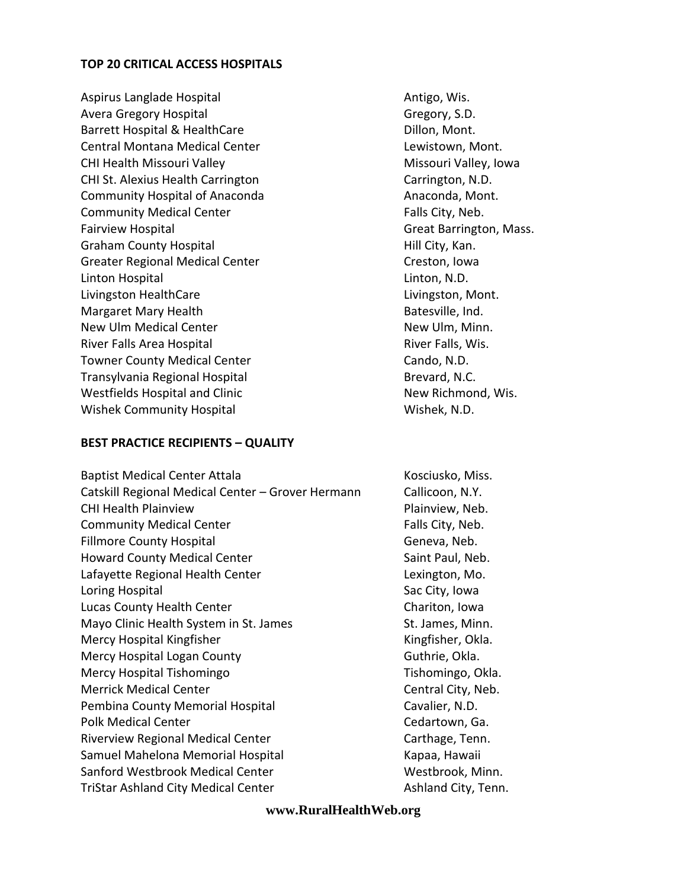**TOP 20 CRITICAL ACCESS HOSPITALS**

| Hospital | Location |
|---|---|
| Aspirus Langlade Hospital | Antigo, Wis. |
| Avera Gregory Hospital | Gregory, S.D. |
| Barrett Hospital & HealthCare | Dillon, Mont. |
| Central Montana Medical Center | Lewistown, Mont. |
| CHI Health Missouri Valley | Missouri Valley, Iowa |
| CHI St. Alexius Health Carrington | Carrington, N.D. |
| Community Hospital of Anaconda | Anaconda, Mont. |
| Community Medical Center | Falls City, Neb. |
| Fairview Hospital | Great Barrington, Mass. |
| Graham County Hospital | Hill City, Kan. |
| Greater Regional Medical Center | Creston, Iowa |
| Linton Hospital | Linton, N.D. |
| Livingston HealthCare | Livingston, Mont. |
| Margaret Mary Health | Batesville, Ind. |
| New Ulm Medical Center | New Ulm, Minn. |
| River Falls Area Hospital | River Falls, Wis. |
| Towner County Medical Center | Cando, N.D. |
| Transylvania Regional Hospital | Brevard, N.C. |
| Westfields Hospital and Clinic | New Richmond, Wis. |
| Wishek Community Hospital | Wishek, N.D. |

**BEST PRACTICE RECIPIENTS – QUALITY**

| Hospital | Location |
|---|---|
| Baptist Medical Center Attala | Kosciusko, Miss. |
| Catskill Regional Medical Center – Grover Hermann | Callicoon, N.Y. |
| CHI Health Plainview | Plainview, Neb. |
| Community Medical Center | Falls City, Neb. |
| Fillmore County Hospital | Geneva, Neb. |
| Howard County Medical Center | Saint Paul, Neb. |
| Lafayette Regional Health Center | Lexington, Mo. |
| Loring Hospital | Sac City, Iowa |
| Lucas County Health Center | Chariton, Iowa |
| Mayo Clinic Health System in St. James | St. James, Minn. |
| Mercy Hospital Kingfisher | Kingfisher, Okla. |
| Mercy Hospital Logan County | Guthrie, Okla. |
| Mercy Hospital Tishomingo | Tishomingo, Okla. |
| Merrick Medical Center | Central City, Neb. |
| Pembina County Memorial Hospital | Cavalier, N.D. |
| Polk Medical Center | Cedartown, Ga. |
| Riverview Regional Medical Center | Carthage, Tenn. |
| Samuel Mahelona Memorial Hospital | Kapaa, Hawaii |
| Sanford Westbrook Medical Center | Westbrook, Minn. |
| TriStar Ashland City Medical Center | Ashland City, Tenn. |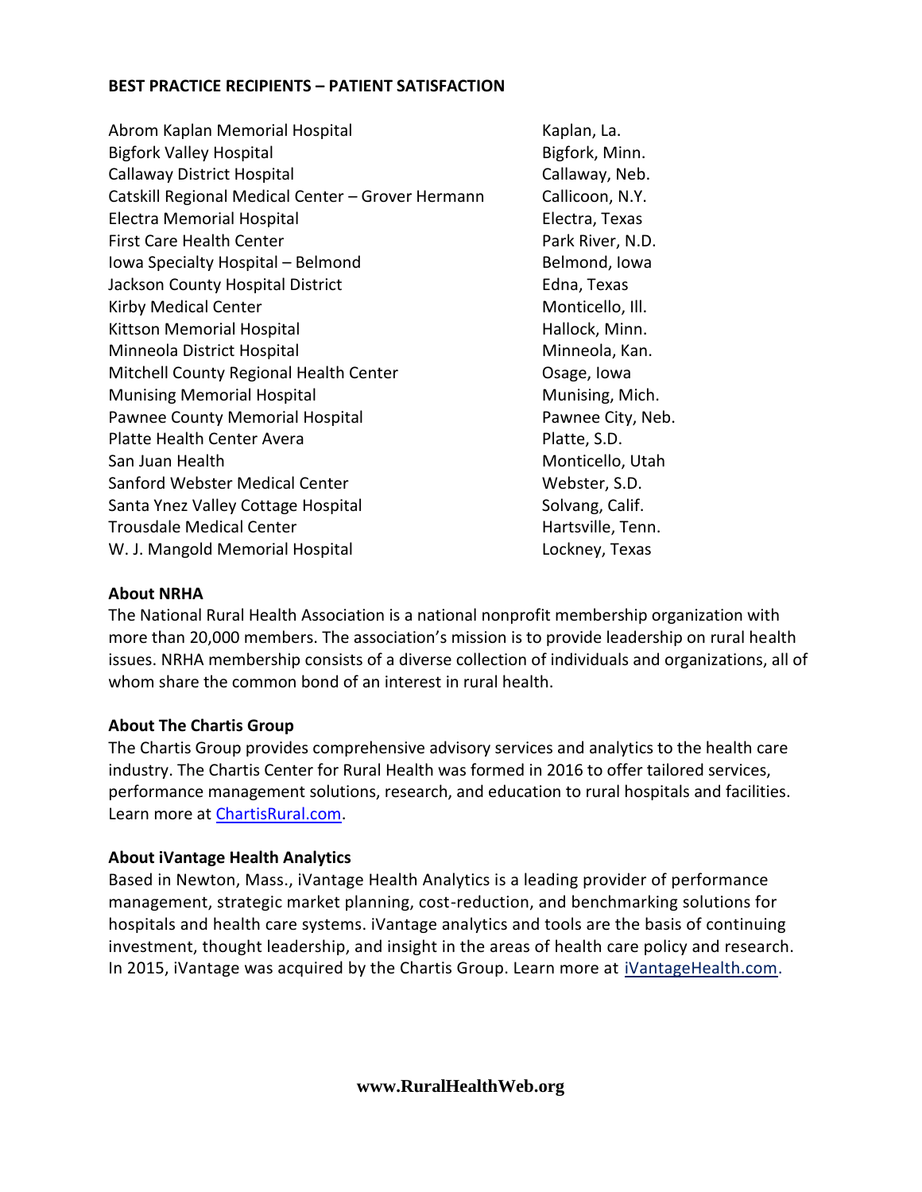**BEST PRACTICE RECIPIENTS – PATIENT SATISFACTION**

| | |
|---|---|
| Abrom Kaplan Memorial Hospital | Kaplan, La. |
| Bigfork Valley Hospital | Bigfork, Minn. |
| Callaway District Hospital | Callaway, Neb. |
| Catskill Regional Medical Center – Grover Hermann | Callicoon, N.Y. |
| Electra Memorial Hospital | Electra, Texas |
| First Care Health Center | Park River, N.D. |
| Iowa Specialty Hospital – Belmond | Belmond, Iowa |
| Jackson County Hospital District | Edna, Texas |
| Kirby Medical Center | Monticello, Ill. |
| Kittson Memorial Hospital | Hallock, Minn. |
| Minneola District Hospital | Minneola, Kan. |
| Mitchell County Regional Health Center | Osage, Iowa |
| Munising Memorial Hospital | Munising, Mich. |
| Pawnee County Memorial Hospital | Pawnee City, Neb. |
| Platte Health Center Avera | Platte, S.D. |
| San Juan Health | Monticello, Utah |
| Sanford Webster Medical Center | Webster, S.D. |
| Santa Ynez Valley Cottage Hospital | Solvang, Calif. |
| Trousdale Medical Center | Hartsville, Tenn. |
| W. J. Mangold Memorial Hospital | Lockney, Texas |

**About NRHA**

The National Rural Health Association is a national nonprofit membership organization with more than 20,000 members. The association's mission is to provide leadership on rural health issues. NRHA membership consists of a diverse collection of individuals and organizations, all of whom share the common bond of an interest in rural health.

**About The Chartis Group**

The Chartis Group provides comprehensive advisory services and analytics to the health care industry. The Chartis Center for Rural Health was formed in 2016 to offer tailored services, performance management solutions, research, and education to rural hospitals and facilities. Learn more at ChartisRural.com.

**About iVantage Health Analytics**

Based in Newton, Mass., iVantage Health Analytics is a leading provider of performance management, strategic market planning, cost-reduction, and benchmarking solutions for hospitals and health care systems. iVantage analytics and tools are the basis of continuing investment, thought leadership, and insight in the areas of health care policy and research. In 2015, iVantage was acquired by the Chartis Group. Learn more at iVantageHealth.com.

**www.RuralHealthWeb.org**